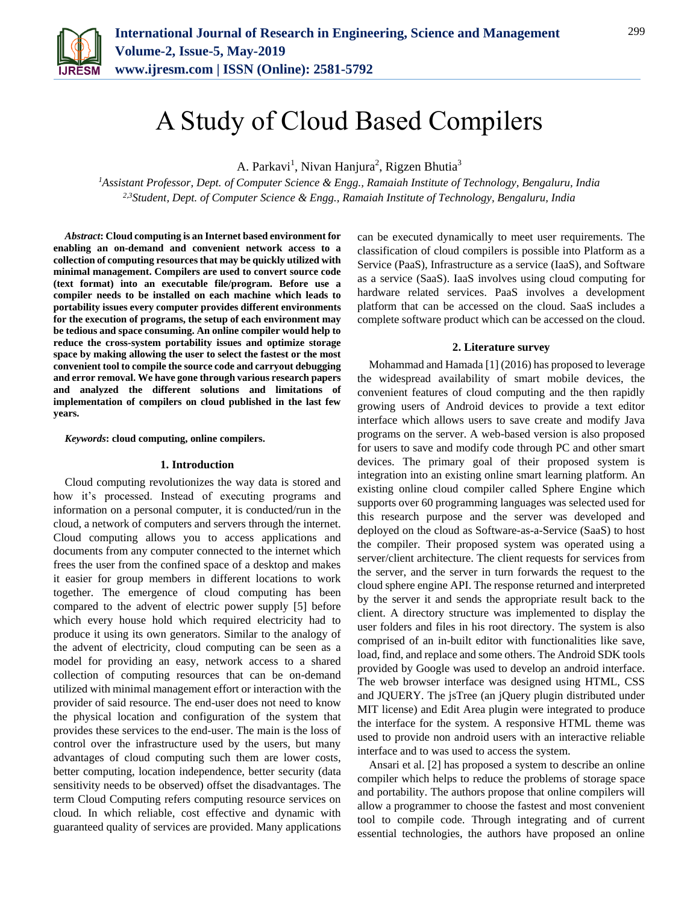# A Study of Cloud Based Compilers

A. Parkavi[1], Nivan Hanjura[2], Rigzen Bhutia[3]

[1]*Assistant Professor, Dept. of Computer Science & Engg., Ramaiah Institute of Technology, Bengaluru, India*
[2,3]*Student, Dept. of Computer Science & Engg., Ramaiah Institute of Technology, Bengaluru, India*

***Abstract*: Cloud computing is an Internet based environment for enabling an on-demand and convenient network access to a collection of computing resources that may be quickly utilized with minimal management. Compilers are used to convert source code (text format) into an executable file/program. Before use a compiler needs to be installed on each machine which leads to portability issues every computer provides different environments for the execution of programs, the setup of each environment may be tedious and space consuming. An online compiler would help to reduce the cross-system portability issues and optimize storage space by making allowing the user to select the fastest or the most convenient tool to compile the source code and carryout debugging and error removal. We have gone through various research papers and analyzed the different solutions and limitations of implementation of compilers on cloud published in the last few years.**

***Keywords*: cloud computing, online compilers.**

## 1. Introduction

Cloud computing revolutionizes the way data is stored and how it's processed. Instead of executing programs and information on a personal computer, it is conducted/run in the cloud, a network of computers and servers through the internet. Cloud computing allows you to access applications and documents from any computer connected to the internet which frees the user from the confined space of a desktop and makes it easier for group members in different locations to work together. The emergence of cloud computing has been compared to the advent of electric power supply [5] before which every house hold which required electricity had to produce it using its own generators. Similar to the analogy of the advent of electricity, cloud computing can be seen as a model for providing an easy, network access to a shared collection of computing resources that can be on-demand utilized with minimal management effort or interaction with the provider of said resource. The end-user does not need to know the physical location and configuration of the system that provides these services to the end-user. The main is the loss of control over the infrastructure used by the users, but many advantages of cloud computing such them are lower costs, better computing, location independence, better security (data sensitivity needs to be observed) offset the disadvantages. The term Cloud Computing refers computing resource services on cloud. In which reliable, cost effective and dynamic with guaranteed quality of services are provided. Many applications can be executed dynamically to meet user requirements. The classification of cloud compilers is possible into Platform as a Service (PaaS), Infrastructure as a service (IaaS), and Software as a service (SaaS). IaaS involves using cloud computing for hardware related services. PaaS involves a development platform that can be accessed on the cloud. SaaS includes a complete software product which can be accessed on the cloud.

## 2. Literature survey

Mohammad and Hamada [1] (2016) has proposed to leverage the widespread availability of smart mobile devices, the convenient features of cloud computing and the then rapidly growing users of Android devices to provide a text editor interface which allows users to save create and modify Java programs on the server. A web-based version is also proposed for users to save and modify code through PC and other smart devices. The primary goal of their proposed system is integration into an existing online smart learning platform. An existing online cloud compiler called Sphere Engine which supports over 60 programming languages was selected used for this research purpose and the server was developed and deployed on the cloud as Software-as-a-Service (SaaS) to host the compiler. Their proposed system was operated using a server/client architecture. The client requests for services from the server, and the server in turn forwards the request to the cloud sphere engine API. The response returned and interpreted by the server it and sends the appropriate result back to the client. A directory structure was implemented to display the user folders and files in his root directory. The system is also comprised of an in-built editor with functionalities like save, load, find, and replace and some others. The Android SDK tools provided by Google was used to develop an android interface. The web browser interface was designed using HTML, CSS and JQUERY. The jsTree (an jQuery plugin distributed under MIT license) and Edit Area plugin were integrated to produce the interface for the system. A responsive HTML theme was used to provide non android users with an interactive reliable interface and to was used to access the system.

Ansari et al. [2] has proposed a system to describe an online compiler which helps to reduce the problems of storage space and portability. The authors propose that online compilers will allow a programmer to choose the fastest and most convenient tool to compile code. Through integrating and of current essential technologies, the authors have proposed an online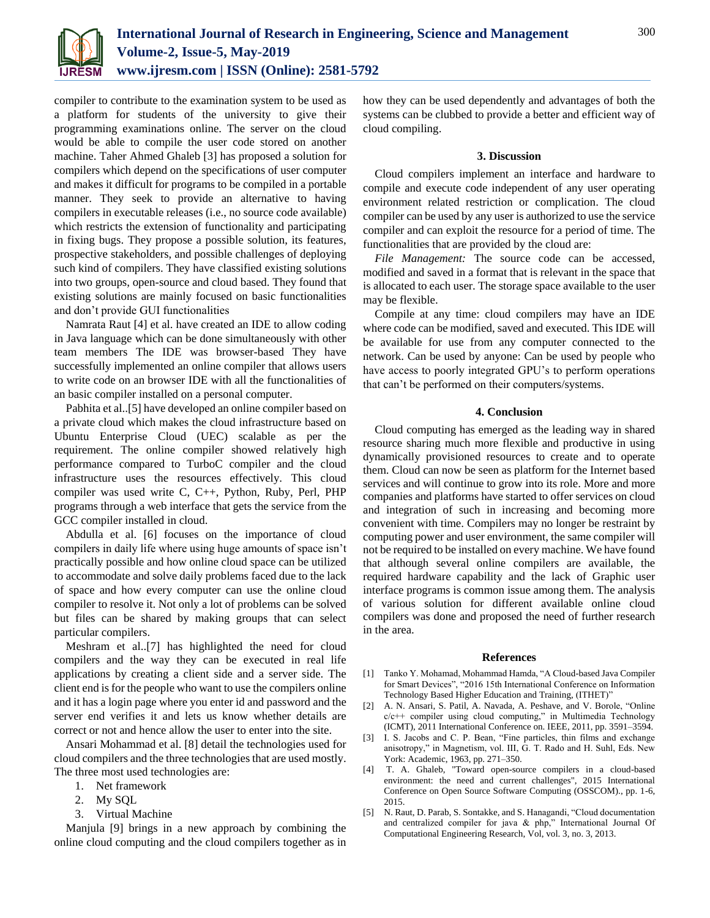compiler to contribute to the examination system to be used as a platform for students of the university to give their programming examinations online. The server on the cloud would be able to compile the user code stored on another machine. Taher Ahmed Ghaleb [3] has proposed a solution for compilers which depend on the specifications of user computer and makes it difficult for programs to be compiled in a portable manner. They seek to provide an alternative to having compilers in executable releases (i.e., no source code available) which restricts the extension of functionality and participating in fixing bugs. They propose a possible solution, its features, prospective stakeholders, and possible challenges of deploying such kind of compilers. They have classified existing solutions into two groups, open-source and cloud based. They found that existing solutions are mainly focused on basic functionalities and don't provide GUI functionalities

Namrata Raut [4] et al. have created an IDE to allow coding in Java language which can be done simultaneously with other team members The IDE was browser-based They have successfully implemented an online compiler that allows users to write code on an browser IDE with all the functionalities of an basic compiler installed on a personal computer.

Pabhita et al..[5] have developed an online compiler based on a private cloud which makes the cloud infrastructure based on Ubuntu Enterprise Cloud (UEC) scalable as per the requirement. The online compiler showed relatively high performance compared to TurboC compiler and the cloud infrastructure uses the resources effectively. This cloud compiler was used write C, C++, Python, Ruby, Perl, PHP programs through a web interface that gets the service from the GCC compiler installed in cloud.

Abdulla et al. [6] focuses on the importance of cloud compilers in daily life where using huge amounts of space isn't practically possible and how online cloud space can be utilized to accommodate and solve daily problems faced due to the lack of space and how every computer can use the online cloud compiler to resolve it. Not only a lot of problems can be solved but files can be shared by making groups that can select particular compilers.

Meshram et al..[7] has highlighted the need for cloud compilers and the way they can be executed in real life applications by creating a client side and a server side. The client end is for the people who want to use the compilers online and it has a login page where you enter id and password and the server end verifies it and lets us know whether details are correct or not and hence allow the user to enter into the site.

Ansari Mohammad et al. [8] detail the technologies used for cloud compilers and the three technologies that are used mostly. The three most used technologies are:

1. Net framework
2. My SQL
3. Virtual Machine

Manjula [9] brings in a new approach by combining the online cloud computing and the cloud compilers together as in how they can be used dependently and advantages of both the systems can be clubbed to provide a better and efficient way of cloud compiling.

## 3. Discussion

Cloud compilers implement an interface and hardware to compile and execute code independent of any user operating environment related restriction or complication. The cloud compiler can be used by any user is authorized to use the service compiler and can exploit the resource for a period of time. The functionalities that are provided by the cloud are:

*File Management:* The source code can be accessed, modified and saved in a format that is relevant in the space that is allocated to each user. The storage space available to the user may be flexible.

Compile at any time: cloud compilers may have an IDE where code can be modified, saved and executed. This IDE will be available for use from any computer connected to the network. Can be used by anyone: Can be used by people who have access to poorly integrated GPU's to perform operations that can't be performed on their computers/systems.

## 4. Conclusion

Cloud computing has emerged as the leading way in shared resource sharing much more flexible and productive in using dynamically provisioned resources to create and to operate them. Cloud can now be seen as platform for the Internet based services and will continue to grow into its role. More and more companies and platforms have started to offer services on cloud and integration of such in increasing and becoming more convenient with time. Compilers may no longer be restraint by computing power and user environment, the same compiler will not be required to be installed on every machine. We have found that although several online compilers are available, the required hardware capability and the lack of Graphic user interface programs is common issue among them. The analysis of various solution for different available online cloud compilers was done and proposed the need of further research in the area.

## References

[1] Tanko Y. Mohamad, Mohammad Hamda, "A Cloud-based Java Compiler for Smart Devices", "2016 15th International Conference on Information Technology Based Higher Education and Training, (ITHET)"

[2] A. N. Ansari, S. Patil, A. Navada, A. Peshave, and V. Borole, "Online c/c++ compiler using cloud computing," in Multimedia Technology (ICMT), 2011 International Conference on. IEEE, 2011, pp. 3591–3594.

[3] I. S. Jacobs and C. P. Bean, "Fine particles, thin films and exchange anisotropy," in Magnetism, vol. III, G. T. Rado and H. Suhl, Eds. New York: Academic, 1963, pp. 271–350.

[4] T. A. Ghaleb, "Toward open-source compilers in a cloud-based environment: the need and current challenges", 2015 International Conference on Open Source Software Computing (OSSCOM)., pp. 1-6, 2015.

[5] N. Raut, D. Parab, S. Sontakke, and S. Hanagandi, "Cloud documentation and centralized compiler for java & php," International Journal Of Computational Engineering Research, Vol, vol. 3, no. 3, 2013.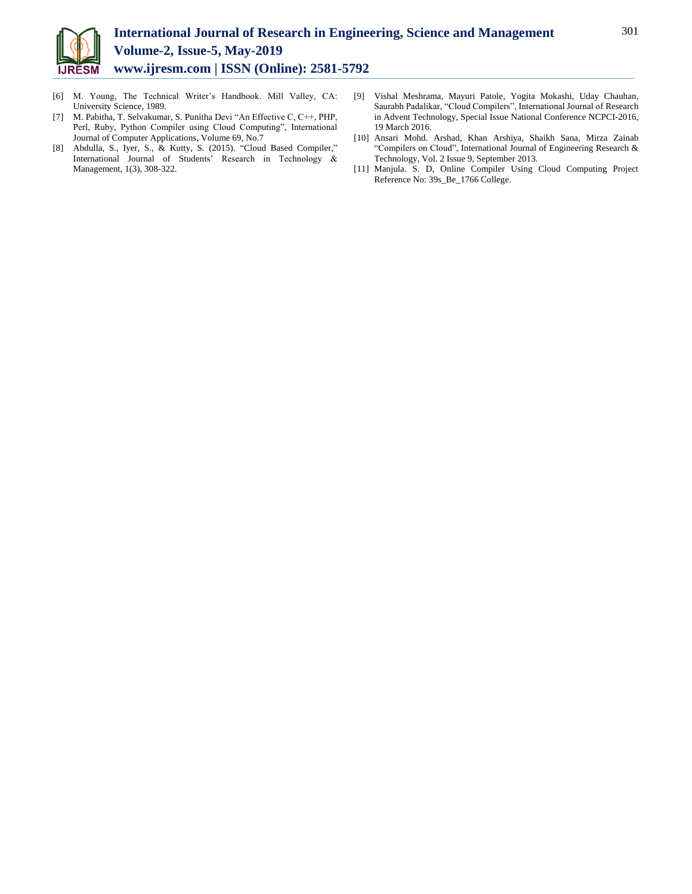[6] M. Young, The Technical Writer's Handbook. Mill Valley, CA: University Science, 1989.

[7] M. Pabitha, T. Selvakumar, S. Punitha Devi "An Effective C, C++, PHP, Perl, Ruby, Python Compiler using Cloud Computing", International Journal of Computer Applications, Volume 69, No.7

[8] Abdulla, S., Iyer, S., & Kutty, S. (2015). "Cloud Based Compiler," International Journal of Students' Research in Technology & Management, 1(3), 308-322.

[9] Vishal Meshrama, Mayuri Patole, Yogita Mokashi, Uday Chauhan, Saurabh Padalikar, "Cloud Compilers", International Journal of Research in Advent Technology, Special Issue National Conference NCPCI-2016, 19 March 2016.

[10] Ansari Mohd. Arshad, Khan Arshiya, Shaikh Sana, Mirza Zainab "Compilers on Cloud", International Journal of Engineering Research & Technology, Vol. 2 Issue 9, September 2013.

[11] Manjula. S. D, Online Compiler Using Cloud Computing Project Reference No: 39s_Be_1766 College.